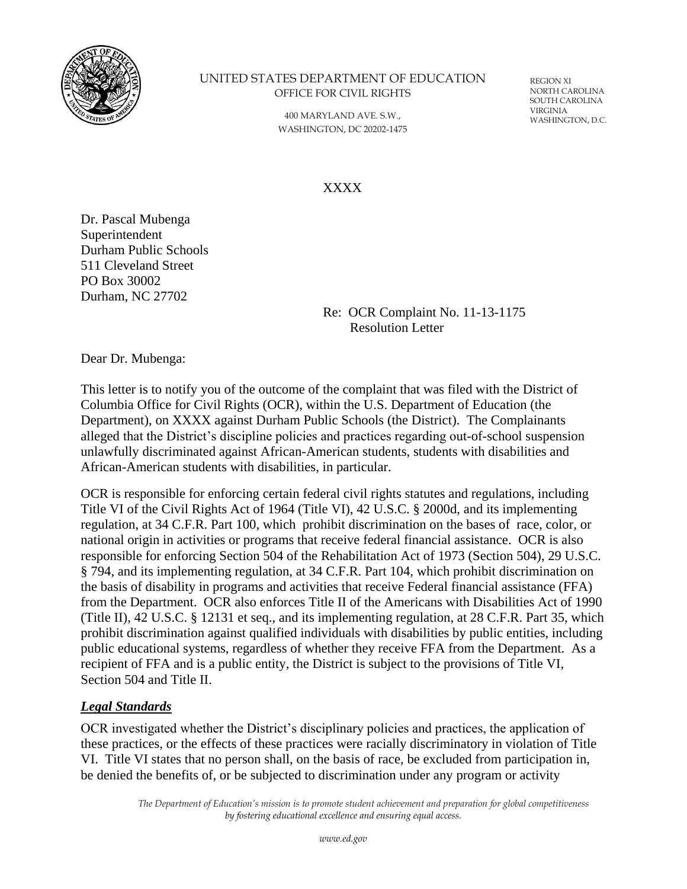UNITED STATES DEPARTMENT OF EDUCATION
OFFICE FOR CIVIL RIGHTS

400 MARYLAND AVE. S.W.,
WASHINGTON, DC 20202-1475

REGION XI
NORTH CAROLINA
SOUTH CAROLINA
VIRGINIA
WASHINGTON, D.C.

XXXX

Dr. Pascal Mubenga
Superintendent
Durham Public Schools
511 Cleveland Street
PO Box 30002
Durham, NC 27702

Re: OCR Complaint No. 11-13-1175
Resolution Letter

Dear Dr. Mubenga:

This letter is to notify you of the outcome of the complaint that was filed with the District of Columbia Office for Civil Rights (OCR), within the U.S. Department of Education (the Department), on XXXX against Durham Public Schools (the District). The Complainants alleged that the District's discipline policies and practices regarding out-of-school suspension unlawfully discriminated against African-American students, students with disabilities and African-American students with disabilities, in particular.

OCR is responsible for enforcing certain federal civil rights statutes and regulations, including Title VI of the Civil Rights Act of 1964 (Title VI), 42 U.S.C. § 2000d, and its implementing regulation, at 34 C.F.R. Part 100, which prohibit discrimination on the bases of race, color, or national origin in activities or programs that receive federal financial assistance. OCR is also responsible for enforcing Section 504 of the Rehabilitation Act of 1973 (Section 504), 29 U.S.C. § 794, and its implementing regulation, at 34 C.F.R. Part 104, which prohibit discrimination on the basis of disability in programs and activities that receive Federal financial assistance (FFA) from the Department. OCR also enforces Title II of the Americans with Disabilities Act of 1990 (Title II), 42 U.S.C. § 12131 et seq., and its implementing regulation, at 28 C.F.R. Part 35, which prohibit discrimination against qualified individuals with disabilities by public entities, including public educational systems, regardless of whether they receive FFA from the Department. As a recipient of FFA and is a public entity, the District is subject to the provisions of Title VI, Section 504 and Title II.

## ***Legal Standards***

OCR investigated whether the District's disciplinary policies and practices, the application of these practices, or the effects of these practices were racially discriminatory in violation of Title VI. Title VI states that no person shall, on the basis of race, be excluded from participation in, be denied the benefits of, or be subjected to discrimination under any program or activity

*The Department of Education's mission is to promote student achievement and preparation for global competitiveness by fostering educational excellence and ensuring equal access.*

*www.ed.gov*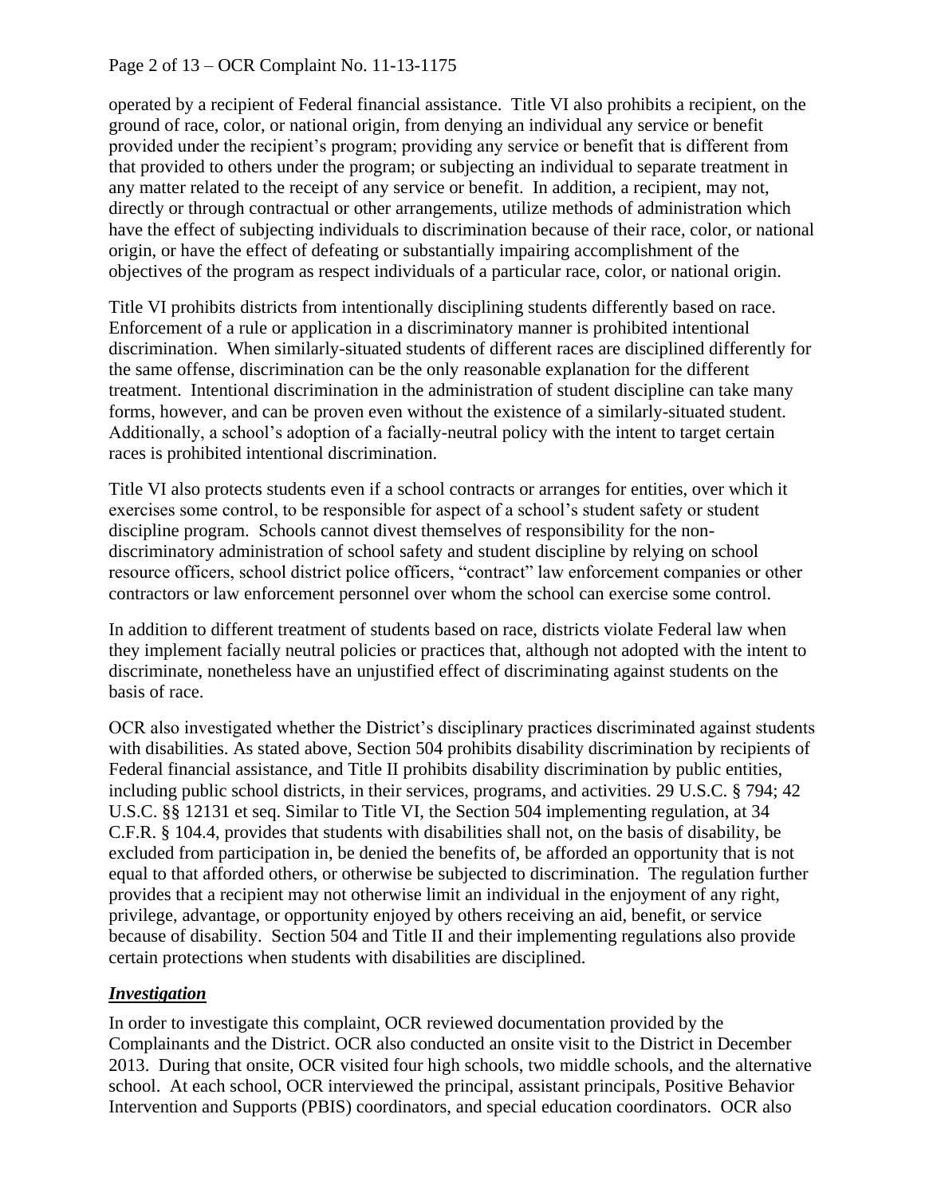operated by a recipient of Federal financial assistance. Title VI also prohibits a recipient, on the ground of race, color, or national origin, from denying an individual any service or benefit provided under the recipient's program; providing any service or benefit that is different from that provided to others under the program; or subjecting an individual to separate treatment in any matter related to the receipt of any service or benefit. In addition, a recipient, may not, directly or through contractual or other arrangements, utilize methods of administration which have the effect of subjecting individuals to discrimination because of their race, color, or national origin, or have the effect of defeating or substantially impairing accomplishment of the objectives of the program as respect individuals of a particular race, color, or national origin.

Title VI prohibits districts from intentionally disciplining students differently based on race. Enforcement of a rule or application in a discriminatory manner is prohibited intentional discrimination. When similarly-situated students of different races are disciplined differently for the same offense, discrimination can be the only reasonable explanation for the different treatment. Intentional discrimination in the administration of student discipline can take many forms, however, and can be proven even without the existence of a similarly-situated student. Additionally, a school's adoption of a facially-neutral policy with the intent to target certain races is prohibited intentional discrimination.

Title VI also protects students even if a school contracts or arranges for entities, over which it exercises some control, to be responsible for aspect of a school's student safety or student discipline program. Schools cannot divest themselves of responsibility for the non-discriminatory administration of school safety and student discipline by relying on school resource officers, school district police officers, "contract" law enforcement companies or other contractors or law enforcement personnel over whom the school can exercise some control.

In addition to different treatment of students based on race, districts violate Federal law when they implement facially neutral policies or practices that, although not adopted with the intent to discriminate, nonetheless have an unjustified effect of discriminating against students on the basis of race.

OCR also investigated whether the District's disciplinary practices discriminated against students with disabilities. As stated above, Section 504 prohibits disability discrimination by recipients of Federal financial assistance, and Title II prohibits disability discrimination by public entities, including public school districts, in their services, programs, and activities. 29 U.S.C. § 794; 42 U.S.C. §§ 12131 et seq. Similar to Title VI, the Section 504 implementing regulation, at 34 C.F.R. § 104.4, provides that students with disabilities shall not, on the basis of disability, be excluded from participation in, be denied the benefits of, be afforded an opportunity that is not equal to that afforded others, or otherwise be subjected to discrimination. The regulation further provides that a recipient may not otherwise limit an individual in the enjoyment of any right, privilege, advantage, or opportunity enjoyed by others receiving an aid, benefit, or service because of disability. Section 504 and Title II and their implementing regulations also provide certain protections when students with disabilities are disciplined.

***Investigation***

In order to investigate this complaint, OCR reviewed documentation provided by the Complainants and the District. OCR also conducted an onsite visit to the District in December 2013. During that onsite, OCR visited four high schools, two middle schools, and the alternative school. At each school, OCR interviewed the principal, assistant principals, Positive Behavior Intervention and Supports (PBIS) coordinators, and special education coordinators. OCR also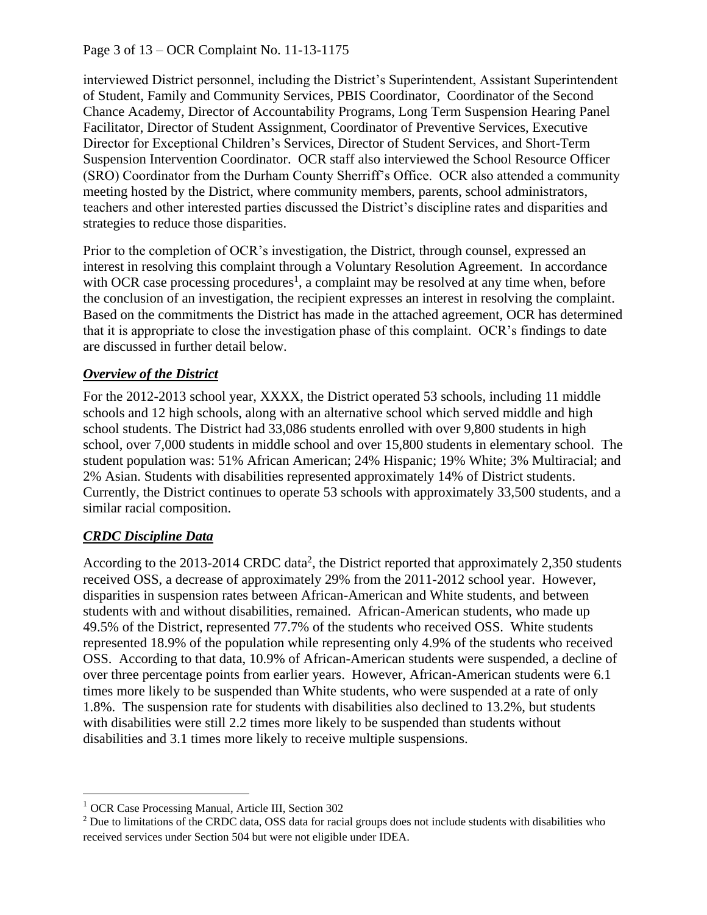interviewed District personnel, including the District's Superintendent, Assistant Superintendent of Student, Family and Community Services, PBIS Coordinator, Coordinator of the Second Chance Academy, Director of Accountability Programs, Long Term Suspension Hearing Panel Facilitator, Director of Student Assignment, Coordinator of Preventive Services, Executive Director for Exceptional Children's Services, Director of Student Services, and Short-Term Suspension Intervention Coordinator. OCR staff also interviewed the School Resource Officer (SRO) Coordinator from the Durham County Sherriff's Office. OCR also attended a community meeting hosted by the District, where community members, parents, school administrators, teachers and other interested parties discussed the District's discipline rates and disparities and strategies to reduce those disparities.

Prior to the completion of OCR's investigation, the District, through counsel, expressed an interest in resolving this complaint through a Voluntary Resolution Agreement. In accordance with OCR case processing procedures[1], a complaint may be resolved at any time when, before the conclusion of an investigation, the recipient expresses an interest in resolving the complaint. Based on the commitments the District has made in the attached agreement, OCR has determined that it is appropriate to close the investigation phase of this complaint. OCR's findings to date are discussed in further detail below.

***Overview of the District***

For the 2012-2013 school year, XXXX, the District operated 53 schools, including 11 middle schools and 12 high schools, along with an alternative school which served middle and high school students. The District had 33,086 students enrolled with over 9,800 students in high school, over 7,000 students in middle school and over 15,800 students in elementary school. The student population was: 51% African American; 24% Hispanic; 19% White; 3% Multiracial; and 2% Asian. Students with disabilities represented approximately 14% of District students. Currently, the District continues to operate 53 schools with approximately 33,500 students, and a similar racial composition.

***CRDC Discipline Data***

According to the 2013-2014 CRDC data[2], the District reported that approximately 2,350 students received OSS, a decrease of approximately 29% from the 2011-2012 school year. However, disparities in suspension rates between African-American and White students, and between students with and without disabilities, remained. African-American students, who made up 49.5% of the District, represented 77.7% of the students who received OSS. White students represented 18.9% of the population while representing only 4.9% of the students who received OSS. According to that data, 10.9% of African-American students were suspended, a decline of over three percentage points from earlier years. However, African-American students were 6.1 times more likely to be suspended than White students, who were suspended at a rate of only 1.8%. The suspension rate for students with disabilities also declined to 13.2%, but students with disabilities were still 2.2 times more likely to be suspended than students without disabilities and 3.1 times more likely to receive multiple suspensions.

[1] OCR Case Processing Manual, Article III, Section 302

[2] Due to limitations of the CRDC data, OSS data for racial groups does not include students with disabilities who received services under Section 504 but were not eligible under IDEA.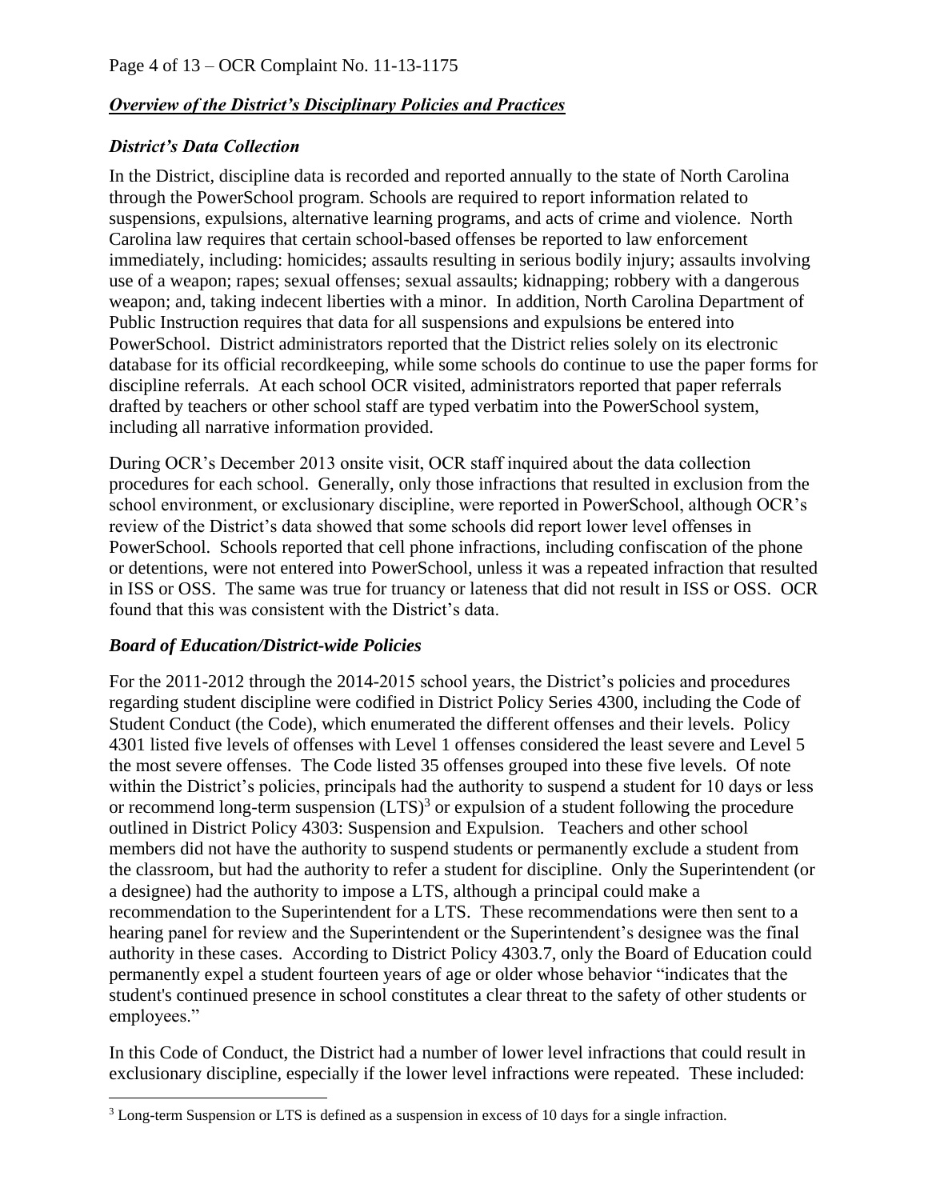***Overview of the District's Disciplinary Policies and Practices***

***District's Data Collection***

In the District, discipline data is recorded and reported annually to the state of North Carolina through the PowerSchool program. Schools are required to report information related to suspensions, expulsions, alternative learning programs, and acts of crime and violence. North Carolina law requires that certain school-based offenses be reported to law enforcement immediately, including: homicides; assaults resulting in serious bodily injury; assaults involving use of a weapon; rapes; sexual offenses; sexual assaults; kidnapping; robbery with a dangerous weapon; and, taking indecent liberties with a minor. In addition, North Carolina Department of Public Instruction requires that data for all suspensions and expulsions be entered into PowerSchool. District administrators reported that the District relies solely on its electronic database for its official recordkeeping, while some schools do continue to use the paper forms for discipline referrals. At each school OCR visited, administrators reported that paper referrals drafted by teachers or other school staff are typed verbatim into the PowerSchool system, including all narrative information provided.

During OCR's December 2013 onsite visit, OCR staff inquired about the data collection procedures for each school. Generally, only those infractions that resulted in exclusion from the school environment, or exclusionary discipline, were reported in PowerSchool, although OCR's review of the District's data showed that some schools did report lower level offenses in PowerSchool. Schools reported that cell phone infractions, including confiscation of the phone or detentions, were not entered into PowerSchool, unless it was a repeated infraction that resulted in ISS or OSS. The same was true for truancy or lateness that did not result in ISS or OSS. OCR found that this was consistent with the District's data.

***Board of Education/District-wide Policies***

For the 2011-2012 through the 2014-2015 school years, the District's policies and procedures regarding student discipline were codified in District Policy Series 4300, including the Code of Student Conduct (the Code), which enumerated the different offenses and their levels. Policy 4301 listed five levels of offenses with Level 1 offenses considered the least severe and Level 5 the most severe offenses. The Code listed 35 offenses grouped into these five levels. Of note within the District's policies, principals had the authority to suspend a student for 10 days or less or recommend long-term suspension (LTS)[3] or expulsion of a student following the procedure outlined in District Policy 4303: Suspension and Expulsion. Teachers and other school members did not have the authority to suspend students or permanently exclude a student from the classroom, but had the authority to refer a student for discipline. Only the Superintendent (or a designee) had the authority to impose a LTS, although a principal could make a recommendation to the Superintendent for a LTS. These recommendations were then sent to a hearing panel for review and the Superintendent or the Superintendent's designee was the final authority in these cases. According to District Policy 4303.7, only the Board of Education could permanently expel a student fourteen years of age or older whose behavior "indicates that the student's continued presence in school constitutes a clear threat to the safety of other students or employees."

In this Code of Conduct, the District had a number of lower level infractions that could result in exclusionary discipline, especially if the lower level infractions were repeated. These included:

[3] Long-term Suspension or LTS is defined as a suspension in excess of 10 days for a single infraction.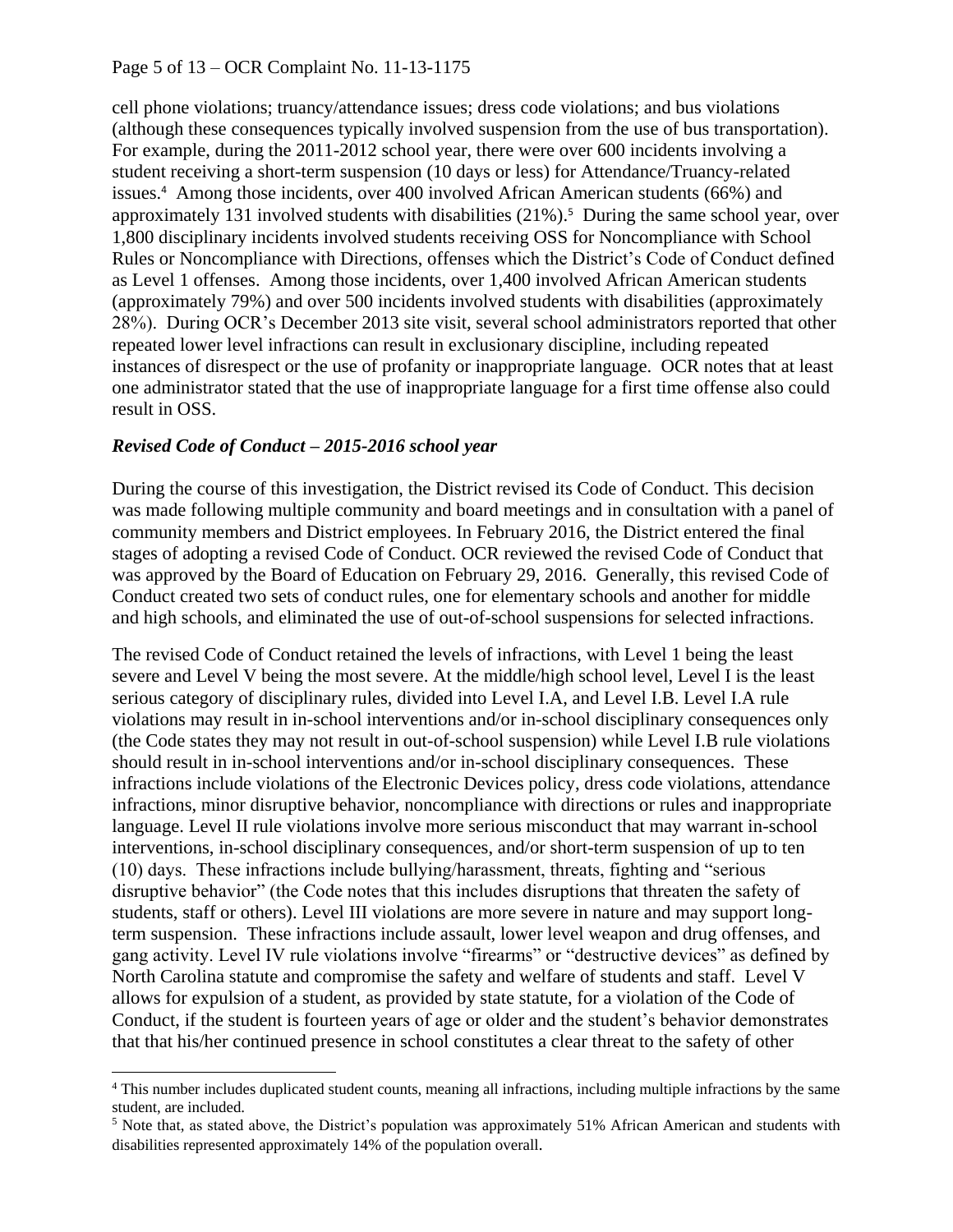cell phone violations; truancy/attendance issues; dress code violations; and bus violations (although these consequences typically involved suspension from the use of bus transportation). For example, during the 2011-2012 school year, there were over 600 incidents involving a student receiving a short-term suspension (10 days or less) for Attendance/Truancy-related issues.[4] Among those incidents, over 400 involved African American students (66%) and approximately 131 involved students with disabilities (21%).[5] During the same school year, over 1,800 disciplinary incidents involved students receiving OSS for Noncompliance with School Rules or Noncompliance with Directions, offenses which the District's Code of Conduct defined as Level 1 offenses. Among those incidents, over 1,400 involved African American students (approximately 79%) and over 500 incidents involved students with disabilities (approximately 28%). During OCR's December 2013 site visit, several school administrators reported that other repeated lower level infractions can result in exclusionary discipline, including repeated instances of disrespect or the use of profanity or inappropriate language. OCR notes that at least one administrator stated that the use of inappropriate language for a first time offense also could result in OSS.

***Revised Code of Conduct – 2015-2016 school year***

During the course of this investigation, the District revised its Code of Conduct. This decision was made following multiple community and board meetings and in consultation with a panel of community members and District employees. In February 2016, the District entered the final stages of adopting a revised Code of Conduct. OCR reviewed the revised Code of Conduct that was approved by the Board of Education on February 29, 2016. Generally, this revised Code of Conduct created two sets of conduct rules, one for elementary schools and another for middle and high schools, and eliminated the use of out-of-school suspensions for selected infractions.

The revised Code of Conduct retained the levels of infractions, with Level 1 being the least severe and Level V being the most severe. At the middle/high school level, Level I is the least serious category of disciplinary rules, divided into Level I.A, and Level I.B. Level I.A rule violations may result in in-school interventions and/or in-school disciplinary consequences only (the Code states they may not result in out-of-school suspension) while Level I.B rule violations should result in in-school interventions and/or in-school disciplinary consequences. These infractions include violations of the Electronic Devices policy, dress code violations, attendance infractions, minor disruptive behavior, noncompliance with directions or rules and inappropriate language. Level II rule violations involve more serious misconduct that may warrant in-school interventions, in-school disciplinary consequences, and/or short-term suspension of up to ten (10) days. These infractions include bullying/harassment, threats, fighting and "serious disruptive behavior" (the Code notes that this includes disruptions that threaten the safety of students, staff or others). Level III violations are more severe in nature and may support long-term suspension. These infractions include assault, lower level weapon and drug offenses, and gang activity. Level IV rule violations involve "firearms" or "destructive devices" as defined by North Carolina statute and compromise the safety and welfare of students and staff. Level V allows for expulsion of a student, as provided by state statute, for a violation of the Code of Conduct, if the student is fourteen years of age or older and the student's behavior demonstrates that that his/her continued presence in school constitutes a clear threat to the safety of other

[4] This number includes duplicated student counts, meaning all infractions, including multiple infractions by the same student, are included.

[5] Note that, as stated above, the District's population was approximately 51% African American and students with disabilities represented approximately 14% of the population overall.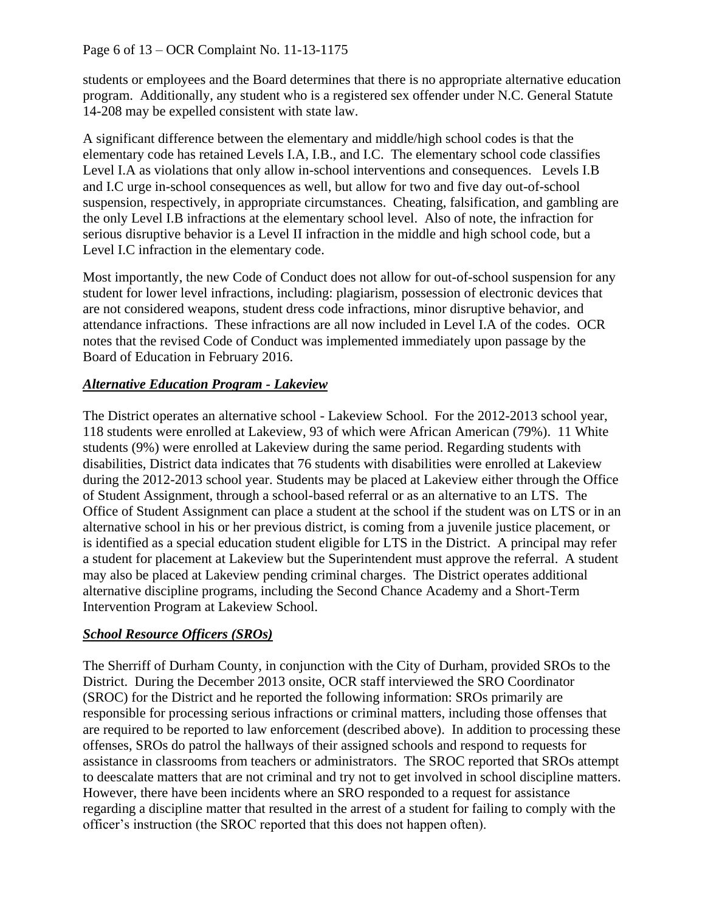students or employees and the Board determines that there is no appropriate alternative education program. Additionally, any student who is a registered sex offender under N.C. General Statute 14-208 may be expelled consistent with state law.

A significant difference between the elementary and middle/high school codes is that the elementary code has retained Levels I.A, I.B., and I.C. The elementary school code classifies Level I.A as violations that only allow in-school interventions and consequences. Levels I.B and I.C urge in-school consequences as well, but allow for two and five day out-of-school suspension, respectively, in appropriate circumstances. Cheating, falsification, and gambling are the only Level I.B infractions at the elementary school level. Also of note, the infraction for serious disruptive behavior is a Level II infraction in the middle and high school code, but a Level I.C infraction in the elementary code.

Most importantly, the new Code of Conduct does not allow for out-of-school suspension for any student for lower level infractions, including: plagiarism, possession of electronic devices that are not considered weapons, student dress code infractions, minor disruptive behavior, and attendance infractions. These infractions are all now included in Level I.A of the codes. OCR notes that the revised Code of Conduct was implemented immediately upon passage by the Board of Education in February 2016.

***Alternative Education Program - Lakeview***

The District operates an alternative school - Lakeview School. For the 2012-2013 school year, 118 students were enrolled at Lakeview, 93 of which were African American (79%). 11 White students (9%) were enrolled at Lakeview during the same period. Regarding students with disabilities, District data indicates that 76 students with disabilities were enrolled at Lakeview during the 2012-2013 school year. Students may be placed at Lakeview either through the Office of Student Assignment, through a school-based referral or as an alternative to an LTS. The Office of Student Assignment can place a student at the school if the student was on LTS or in an alternative school in his or her previous district, is coming from a juvenile justice placement, or is identified as a special education student eligible for LTS in the District. A principal may refer a student for placement at Lakeview but the Superintendent must approve the referral. A student may also be placed at Lakeview pending criminal charges. The District operates additional alternative discipline programs, including the Second Chance Academy and a Short-Term Intervention Program at Lakeview School.

***School Resource Officers (SROs)***

The Sherriff of Durham County, in conjunction with the City of Durham, provided SROs to the District. During the December 2013 onsite, OCR staff interviewed the SRO Coordinator (SROC) for the District and he reported the following information: SROs primarily are responsible for processing serious infractions or criminal matters, including those offenses that are required to be reported to law enforcement (described above). In addition to processing these offenses, SROs do patrol the hallways of their assigned schools and respond to requests for assistance in classrooms from teachers or administrators. The SROC reported that SROs attempt to deescalate matters that are not criminal and try not to get involved in school discipline matters. However, there have been incidents where an SRO responded to a request for assistance regarding a discipline matter that resulted in the arrest of a student for failing to comply with the officer's instruction (the SROC reported that this does not happen often).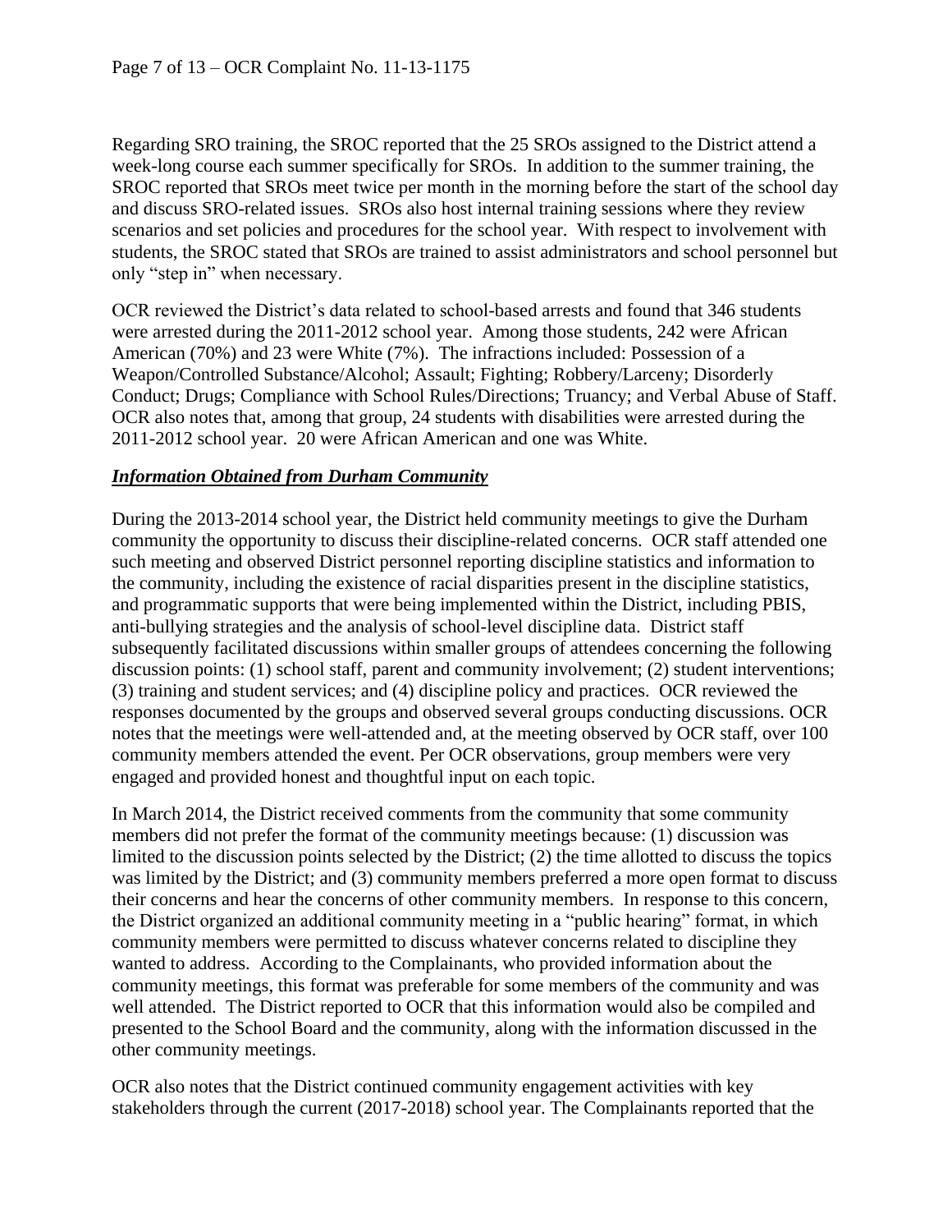Regarding SRO training, the SROC reported that the 25 SROs assigned to the District attend a week-long course each summer specifically for SROs. In addition to the summer training, the SROC reported that SROs meet twice per month in the morning before the start of the school day and discuss SRO-related issues. SROs also host internal training sessions where they review scenarios and set policies and procedures for the school year. With respect to involvement with students, the SROC stated that SROs are trained to assist administrators and school personnel but only "step in" when necessary.

OCR reviewed the District's data related to school-based arrests and found that 346 students were arrested during the 2011-2012 school year. Among those students, 242 were African American (70%) and 23 were White (7%). The infractions included: Possession of a Weapon/Controlled Substance/Alcohol; Assault; Fighting; Robbery/Larceny; Disorderly Conduct; Drugs; Compliance with School Rules/Directions; Truancy; and Verbal Abuse of Staff. OCR also notes that, among that group, 24 students with disabilities were arrested during the 2011-2012 school year. 20 were African American and one was White.

***Information Obtained from Durham Community***

During the 2013-2014 school year, the District held community meetings to give the Durham community the opportunity to discuss their discipline-related concerns. OCR staff attended one such meeting and observed District personnel reporting discipline statistics and information to the community, including the existence of racial disparities present in the discipline statistics, and programmatic supports that were being implemented within the District, including PBIS, anti-bullying strategies and the analysis of school-level discipline data. District staff subsequently facilitated discussions within smaller groups of attendees concerning the following discussion points: (1) school staff, parent and community involvement; (2) student interventions; (3) training and student services; and (4) discipline policy and practices. OCR reviewed the responses documented by the groups and observed several groups conducting discussions. OCR notes that the meetings were well-attended and, at the meeting observed by OCR staff, over 100 community members attended the event. Per OCR observations, group members were very engaged and provided honest and thoughtful input on each topic.

In March 2014, the District received comments from the community that some community members did not prefer the format of the community meetings because: (1) discussion was limited to the discussion points selected by the District; (2) the time allotted to discuss the topics was limited by the District; and (3) community members preferred a more open format to discuss their concerns and hear the concerns of other community members. In response to this concern, the District organized an additional community meeting in a "public hearing" format, in which community members were permitted to discuss whatever concerns related to discipline they wanted to address. According to the Complainants, who provided information about the community meetings, this format was preferable for some members of the community and was well attended. The District reported to OCR that this information would also be compiled and presented to the School Board and the community, along with the information discussed in the other community meetings.

OCR also notes that the District continued community engagement activities with key stakeholders through the current (2017-2018) school year. The Complainants reported that the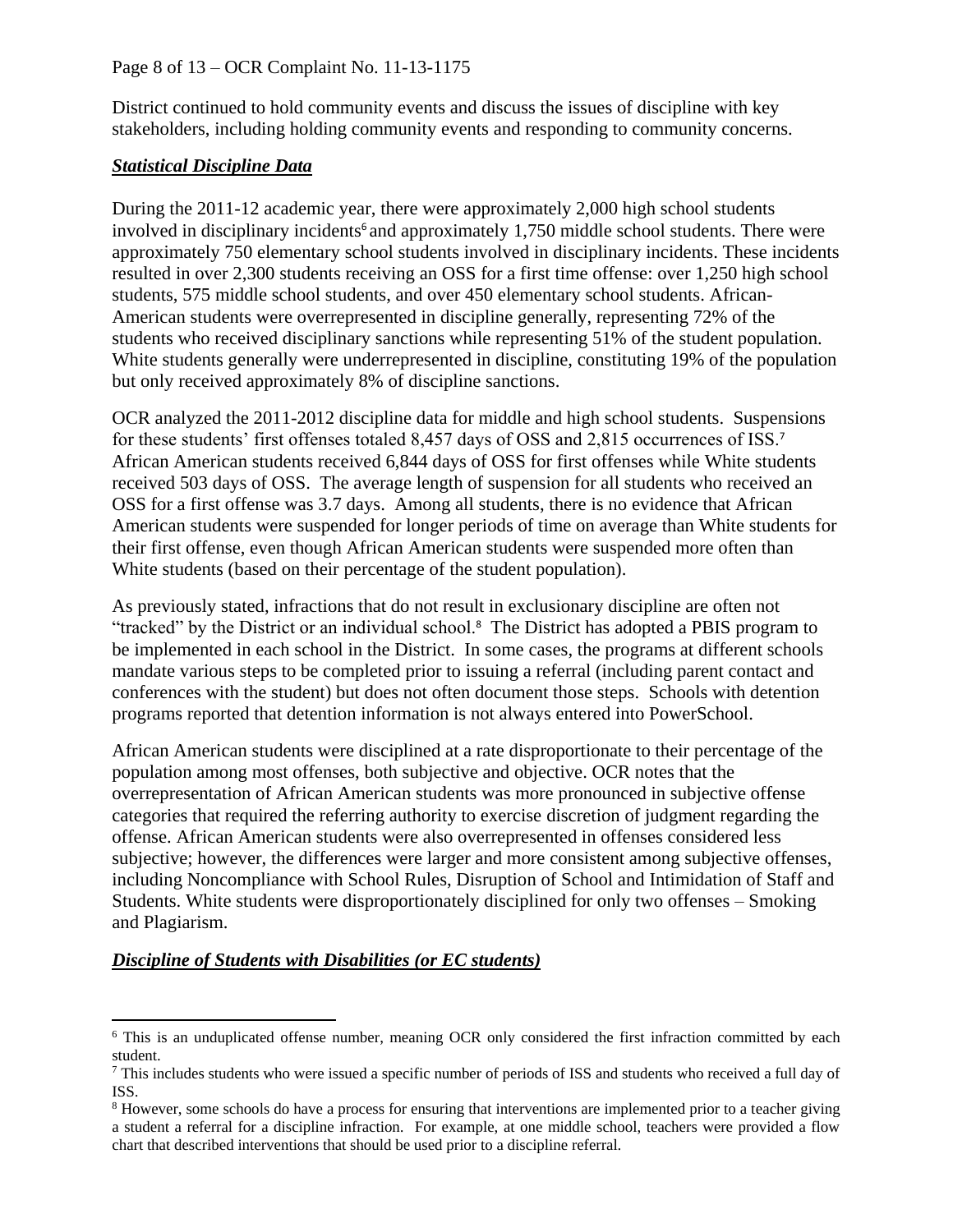District continued to hold community events and discuss the issues of discipline with key stakeholders, including holding community events and responding to community concerns.

***Statistical Discipline Data***

During the 2011-12 academic year, there were approximately 2,000 high school students involved in disciplinary incidents[6] and approximately 1,750 middle school students. There were approximately 750 elementary school students involved in disciplinary incidents. These incidents resulted in over 2,300 students receiving an OSS for a first time offense: over 1,250 high school students, 575 middle school students, and over 450 elementary school students. African-American students were overrepresented in discipline generally, representing 72% of the students who received disciplinary sanctions while representing 51% of the student population. White students generally were underrepresented in discipline, constituting 19% of the population but only received approximately 8% of discipline sanctions.

OCR analyzed the 2011-2012 discipline data for middle and high school students. Suspensions for these students' first offenses totaled 8,457 days of OSS and 2,815 occurrences of ISS.[7] African American students received 6,844 days of OSS for first offenses while White students received 503 days of OSS. The average length of suspension for all students who received an OSS for a first offense was 3.7 days. Among all students, there is no evidence that African American students were suspended for longer periods of time on average than White students for their first offense, even though African American students were suspended more often than White students (based on their percentage of the student population).

As previously stated, infractions that do not result in exclusionary discipline are often not "tracked" by the District or an individual school.[8] The District has adopted a PBIS program to be implemented in each school in the District. In some cases, the programs at different schools mandate various steps to be completed prior to issuing a referral (including parent contact and conferences with the student) but does not often document those steps. Schools with detention programs reported that detention information is not always entered into PowerSchool.

African American students were disciplined at a rate disproportionate to their percentage of the population among most offenses, both subjective and objective. OCR notes that the overrepresentation of African American students was more pronounced in subjective offense categories that required the referring authority to exercise discretion of judgment regarding the offense. African American students were also overrepresented in offenses considered less subjective; however, the differences were larger and more consistent among subjective offenses, including Noncompliance with School Rules, Disruption of School and Intimidation of Staff and Students. White students were disproportionately disciplined for only two offenses – Smoking and Plagiarism.

***Discipline of Students with Disabilities (or EC students)***

---

[6] This is an unduplicated offense number, meaning OCR only considered the first infraction committed by each student.

[7] This includes students who were issued a specific number of periods of ISS and students who received a full day of ISS.

[8] However, some schools do have a process for ensuring that interventions are implemented prior to a teacher giving a student a referral for a discipline infraction. For example, at one middle school, teachers were provided a flow chart that described interventions that should be used prior to a discipline referral.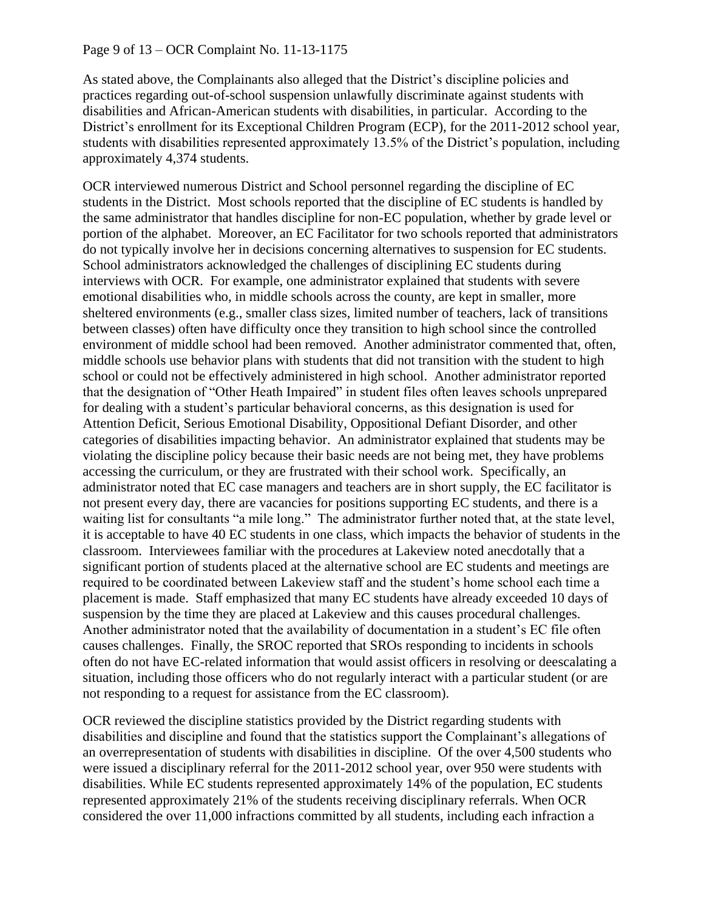As stated above, the Complainants also alleged that the District's discipline policies and practices regarding out-of-school suspension unlawfully discriminate against students with disabilities and African-American students with disabilities, in particular. According to the District's enrollment for its Exceptional Children Program (ECP), for the 2011-2012 school year, students with disabilities represented approximately 13.5% of the District's population, including approximately 4,374 students.

OCR interviewed numerous District and School personnel regarding the discipline of EC students in the District. Most schools reported that the discipline of EC students is handled by the same administrator that handles discipline for non-EC population, whether by grade level or portion of the alphabet. Moreover, an EC Facilitator for two schools reported that administrators do not typically involve her in decisions concerning alternatives to suspension for EC students. School administrators acknowledged the challenges of disciplining EC students during interviews with OCR. For example, one administrator explained that students with severe emotional disabilities who, in middle schools across the county, are kept in smaller, more sheltered environments (e.g., smaller class sizes, limited number of teachers, lack of transitions between classes) often have difficulty once they transition to high school since the controlled environment of middle school had been removed. Another administrator commented that, often, middle schools use behavior plans with students that did not transition with the student to high school or could not be effectively administered in high school. Another administrator reported that the designation of "Other Heath Impaired" in student files often leaves schools unprepared for dealing with a student's particular behavioral concerns, as this designation is used for Attention Deficit, Serious Emotional Disability, Oppositional Defiant Disorder, and other categories of disabilities impacting behavior. An administrator explained that students may be violating the discipline policy because their basic needs are not being met, they have problems accessing the curriculum, or they are frustrated with their school work. Specifically, an administrator noted that EC case managers and teachers are in short supply, the EC facilitator is not present every day, there are vacancies for positions supporting EC students, and there is a waiting list for consultants "a mile long." The administrator further noted that, at the state level, it is acceptable to have 40 EC students in one class, which impacts the behavior of students in the classroom. Interviewees familiar with the procedures at Lakeview noted anecdotally that a significant portion of students placed at the alternative school are EC students and meetings are required to be coordinated between Lakeview staff and the student's home school each time a placement is made. Staff emphasized that many EC students have already exceeded 10 days of suspension by the time they are placed at Lakeview and this causes procedural challenges. Another administrator noted that the availability of documentation in a student's EC file often causes challenges. Finally, the SROC reported that SROs responding to incidents in schools often do not have EC-related information that would assist officers in resolving or deescalating a situation, including those officers who do not regularly interact with a particular student (or are not responding to a request for assistance from the EC classroom).

OCR reviewed the discipline statistics provided by the District regarding students with disabilities and discipline and found that the statistics support the Complainant's allegations of an overrepresentation of students with disabilities in discipline. Of the over 4,500 students who were issued a disciplinary referral for the 2011-2012 school year, over 950 were students with disabilities. While EC students represented approximately 14% of the population, EC students represented approximately 21% of the students receiving disciplinary referrals. When OCR considered the over 11,000 infractions committed by all students, including each infraction a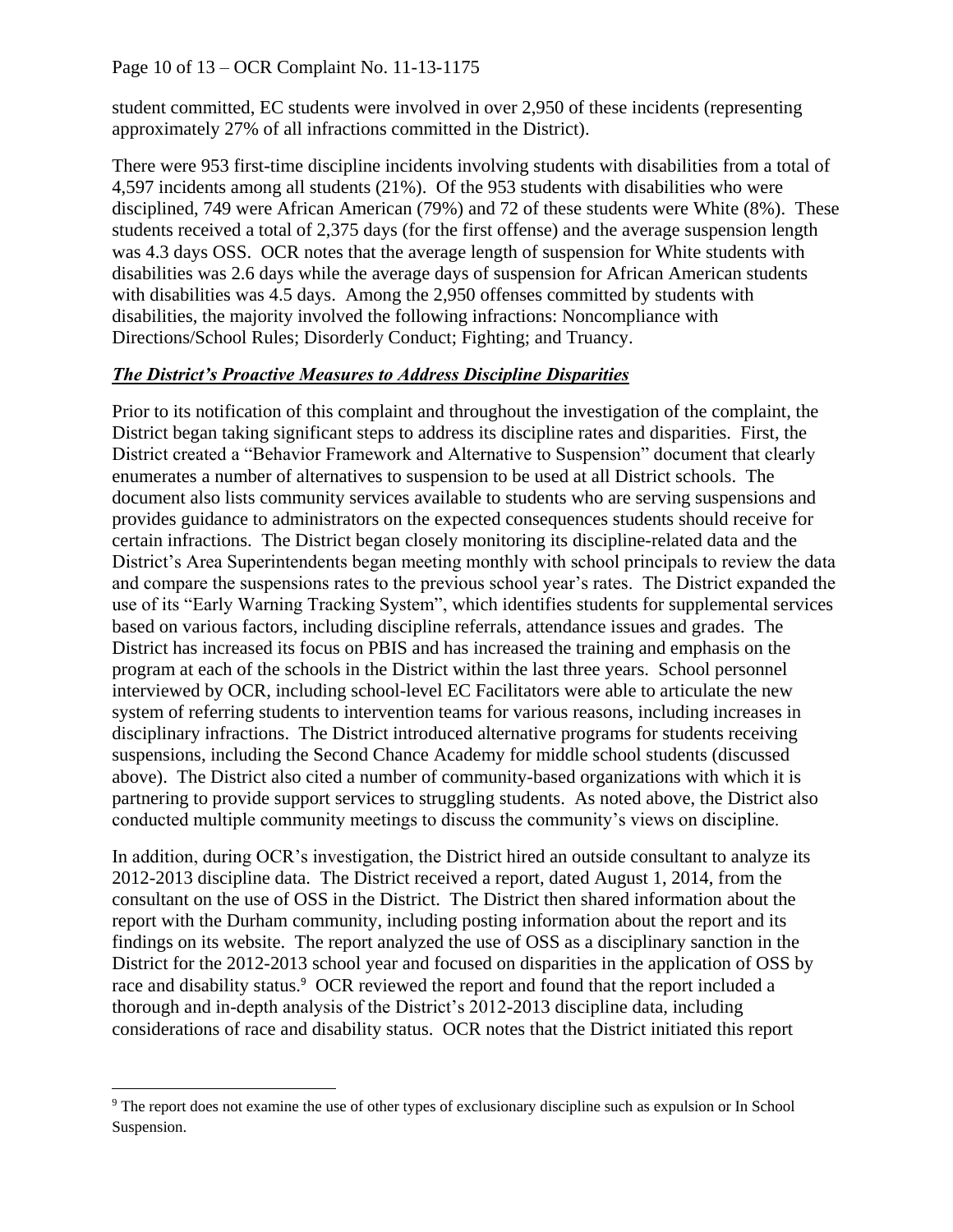student committed, EC students were involved in over 2,950 of these incidents (representing approximately 27% of all infractions committed in the District).

There were 953 first-time discipline incidents involving students with disabilities from a total of 4,597 incidents among all students (21%). Of the 953 students with disabilities who were disciplined, 749 were African American (79%) and 72 of these students were White (8%). These students received a total of 2,375 days (for the first offense) and the average suspension length was 4.3 days OSS. OCR notes that the average length of suspension for White students with disabilities was 2.6 days while the average days of suspension for African American students with disabilities was 4.5 days. Among the 2,950 offenses committed by students with disabilities, the majority involved the following infractions: Noncompliance with Directions/School Rules; Disorderly Conduct; Fighting; and Truancy.

***The District's Proactive Measures to Address Discipline Disparities***

Prior to its notification of this complaint and throughout the investigation of the complaint, the District began taking significant steps to address its discipline rates and disparities. First, the District created a "Behavior Framework and Alternative to Suspension" document that clearly enumerates a number of alternatives to suspension to be used at all District schools. The document also lists community services available to students who are serving suspensions and provides guidance to administrators on the expected consequences students should receive for certain infractions. The District began closely monitoring its discipline-related data and the District's Area Superintendents began meeting monthly with school principals to review the data and compare the suspensions rates to the previous school year's rates. The District expanded the use of its "Early Warning Tracking System", which identifies students for supplemental services based on various factors, including discipline referrals, attendance issues and grades. The District has increased its focus on PBIS and has increased the training and emphasis on the program at each of the schools in the District within the last three years. School personnel interviewed by OCR, including school-level EC Facilitators were able to articulate the new system of referring students to intervention teams for various reasons, including increases in disciplinary infractions. The District introduced alternative programs for students receiving suspensions, including the Second Chance Academy for middle school students (discussed above). The District also cited a number of community-based organizations with which it is partnering to provide support services to struggling students. As noted above, the District also conducted multiple community meetings to discuss the community's views on discipline.

In addition, during OCR's investigation, the District hired an outside consultant to analyze its 2012-2013 discipline data. The District received a report, dated August 1, 2014, from the consultant on the use of OSS in the District. The District then shared information about the report with the Durham community, including posting information about the report and its findings on its website. The report analyzed the use of OSS as a disciplinary sanction in the District for the 2012-2013 school year and focused on disparities in the application of OSS by race and disability status.[9] OCR reviewed the report and found that the report included a thorough and in-depth analysis of the District's 2012-2013 discipline data, including considerations of race and disability status. OCR notes that the District initiated this report

[9] The report does not examine the use of other types of exclusionary discipline such as expulsion or In School Suspension.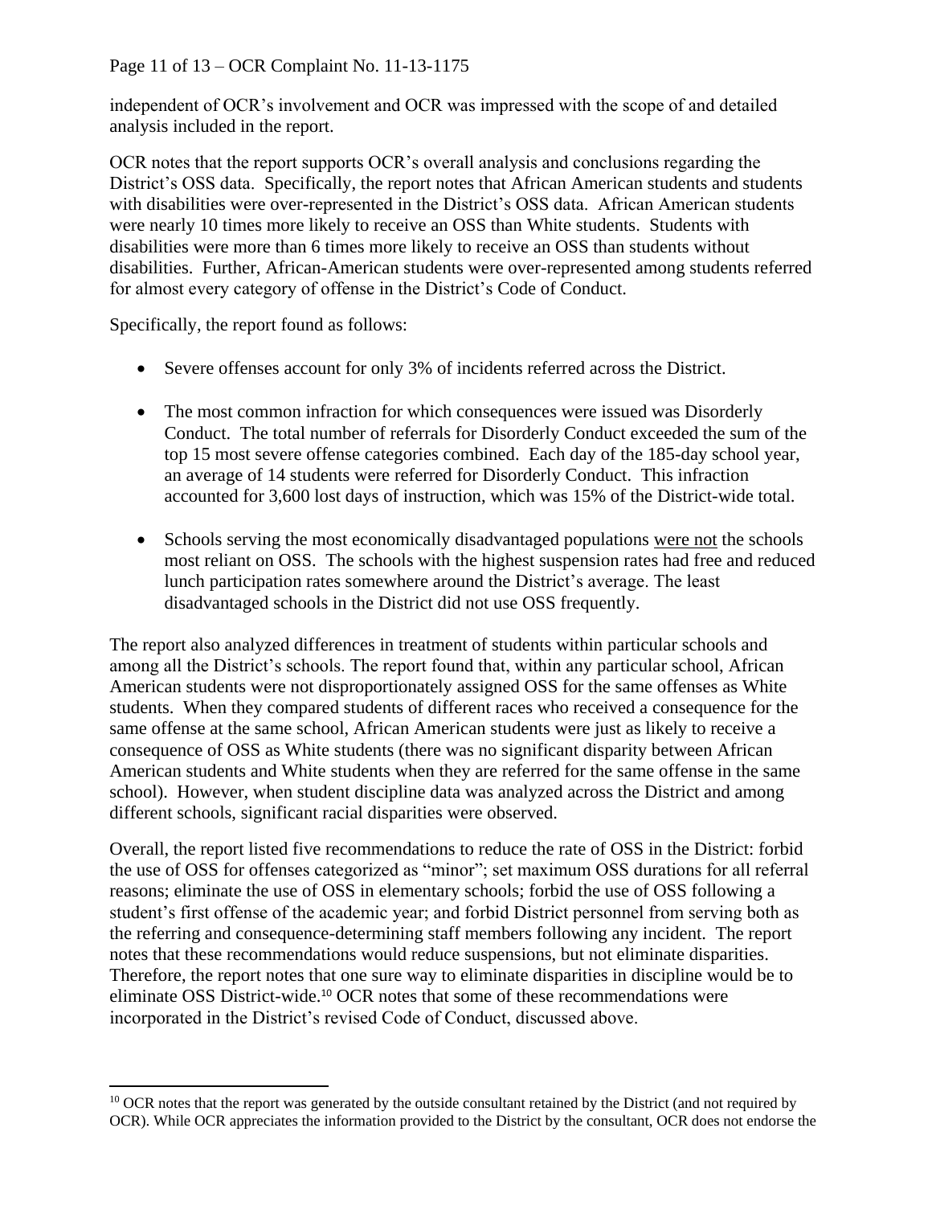independent of OCR's involvement and OCR was impressed with the scope of and detailed analysis included in the report.

OCR notes that the report supports OCR's overall analysis and conclusions regarding the District's OSS data. Specifically, the report notes that African American students and students with disabilities were over-represented in the District's OSS data. African American students were nearly 10 times more likely to receive an OSS than White students. Students with disabilities were more than 6 times more likely to receive an OSS than students without disabilities. Further, African-American students were over-represented among students referred for almost every category of offense in the District's Code of Conduct.

Specifically, the report found as follows:

- Severe offenses account for only 3% of incidents referred across the District.

- The most common infraction for which consequences were issued was Disorderly Conduct. The total number of referrals for Disorderly Conduct exceeded the sum of the top 15 most severe offense categories combined. Each day of the 185-day school year, an average of 14 students were referred for Disorderly Conduct. This infraction accounted for 3,600 lost days of instruction, which was 15% of the District-wide total.

- Schools serving the most economically disadvantaged populations <u>were not</u> the schools most reliant on OSS. The schools with the highest suspension rates had free and reduced lunch participation rates somewhere around the District's average. The least disadvantaged schools in the District did not use OSS frequently.

The report also analyzed differences in treatment of students within particular schools and among all the District's schools. The report found that, within any particular school, African American students were not disproportionately assigned OSS for the same offenses as White students. When they compared students of different races who received a consequence for the same offense at the same school, African American students were just as likely to receive a consequence of OSS as White students (there was no significant disparity between African American students and White students when they are referred for the same offense in the same school). However, when student discipline data was analyzed across the District and among different schools, significant racial disparities were observed.

Overall, the report listed five recommendations to reduce the rate of OSS in the District: forbid the use of OSS for offenses categorized as "minor"; set maximum OSS durations for all referral reasons; eliminate the use of OSS in elementary schools; forbid the use of OSS following a student's first offense of the academic year; and forbid District personnel from serving both as the referring and consequence-determining staff members following any incident. The report notes that these recommendations would reduce suspensions, but not eliminate disparities. Therefore, the report notes that one sure way to eliminate disparities in discipline would be to eliminate OSS District-wide.[10] OCR notes that some of these recommendations were incorporated in the District's revised Code of Conduct, discussed above.

[10] OCR notes that the report was generated by the outside consultant retained by the District (and not required by OCR). While OCR appreciates the information provided to the District by the consultant, OCR does not endorse the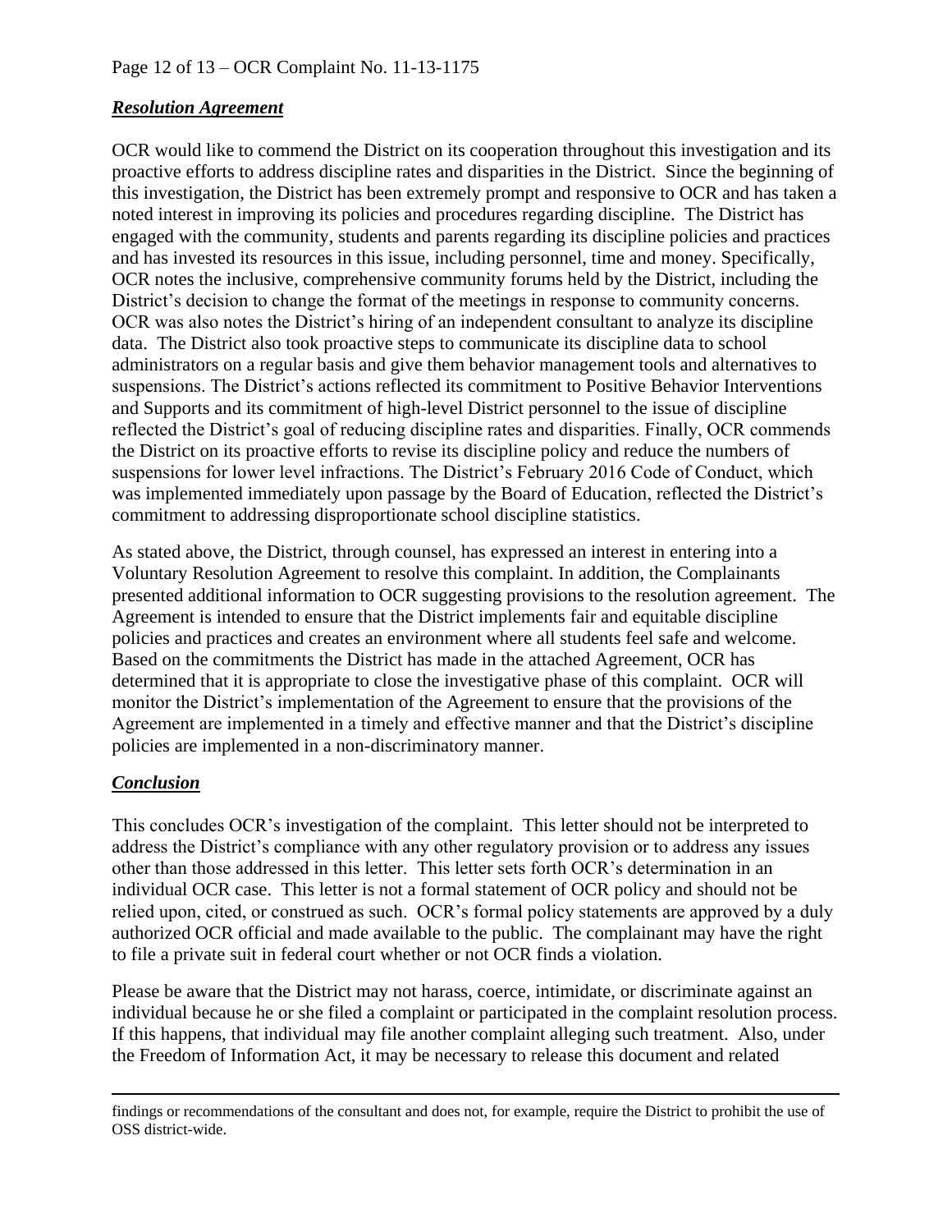### ***Resolution Agreement***

OCR would like to commend the District on its cooperation throughout this investigation and its proactive efforts to address discipline rates and disparities in the District. Since the beginning of this investigation, the District has been extremely prompt and responsive to OCR and has taken a noted interest in improving its policies and procedures regarding discipline. The District has engaged with the community, students and parents regarding its discipline policies and practices and has invested its resources in this issue, including personnel, time and money. Specifically, OCR notes the inclusive, comprehensive community forums held by the District, including the District's decision to change the format of the meetings in response to community concerns. OCR was also notes the District's hiring of an independent consultant to analyze its discipline data. The District also took proactive steps to communicate its discipline data to school administrators on a regular basis and give them behavior management tools and alternatives to suspensions. The District's actions reflected its commitment to Positive Behavior Interventions and Supports and its commitment of high-level District personnel to the issue of discipline reflected the District's goal of reducing discipline rates and disparities. Finally, OCR commends the District on its proactive efforts to revise its discipline policy and reduce the numbers of suspensions for lower level infractions. The District's February 2016 Code of Conduct, which was implemented immediately upon passage by the Board of Education, reflected the District's commitment to addressing disproportionate school discipline statistics.

As stated above, the District, through counsel, has expressed an interest in entering into a Voluntary Resolution Agreement to resolve this complaint. In addition, the Complainants presented additional information to OCR suggesting provisions to the resolution agreement. The Agreement is intended to ensure that the District implements fair and equitable discipline policies and practices and creates an environment where all students feel safe and welcome. Based on the commitments the District has made in the attached Agreement, OCR has determined that it is appropriate to close the investigative phase of this complaint. OCR will monitor the District's implementation of the Agreement to ensure that the provisions of the Agreement are implemented in a timely and effective manner and that the District's discipline policies are implemented in a non-discriminatory manner.

### ***Conclusion***

This concludes OCR's investigation of the complaint. This letter should not be interpreted to address the District's compliance with any other regulatory provision or to address any issues other than those addressed in this letter. This letter sets forth OCR's determination in an individual OCR case. This letter is not a formal statement of OCR policy and should not be relied upon, cited, or construed as such. OCR's formal policy statements are approved by a duly authorized OCR official and made available to the public. The complainant may have the right to file a private suit in federal court whether or not OCR finds a violation.

Please be aware that the District may not harass, coerce, intimidate, or discriminate against an individual because he or she filed a complaint or participated in the complaint resolution process. If this happens, that individual may file another complaint alleging such treatment. Also, under the Freedom of Information Act, it may be necessary to release this document and related

---

findings or recommendations of the consultant and does not, for example, require the District to prohibit the use of OSS district-wide.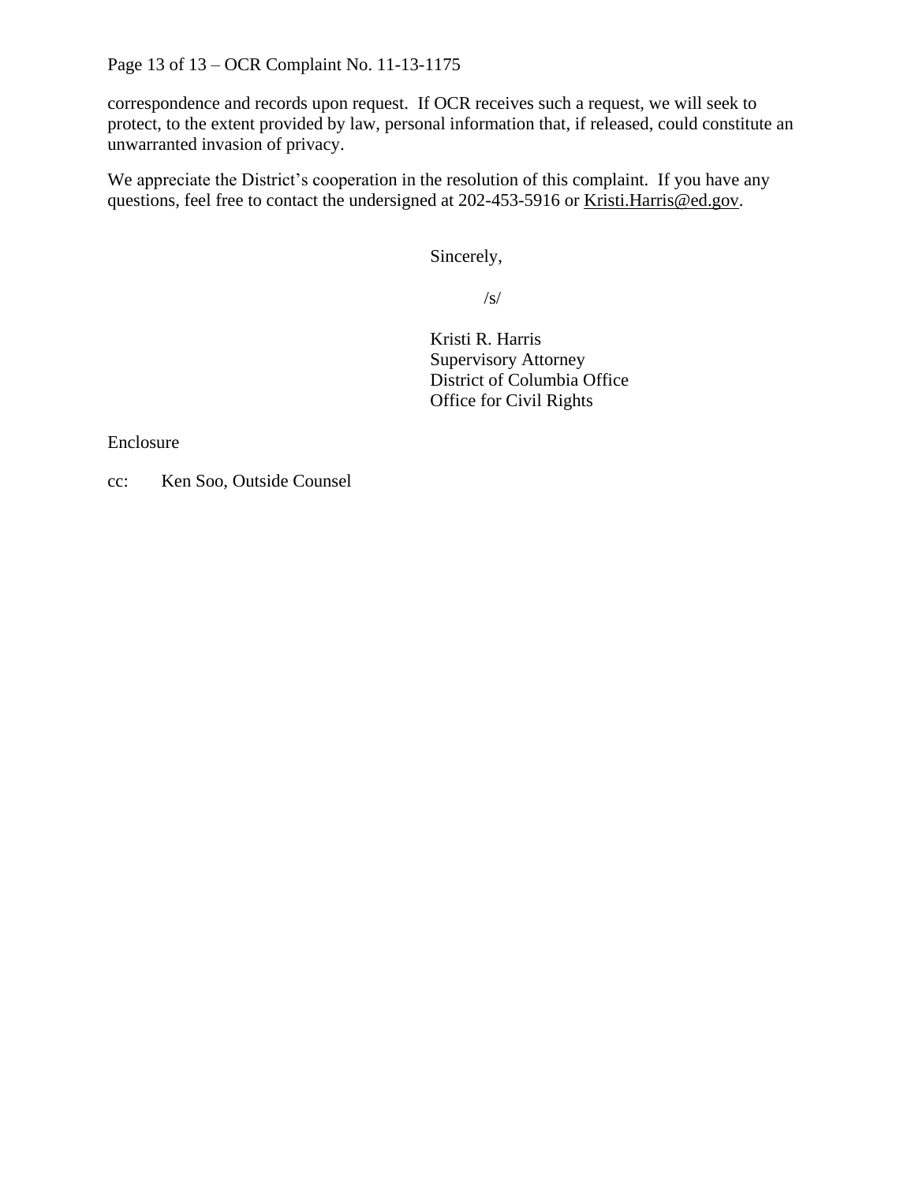correspondence and records upon request. If OCR receives such a request, we will seek to protect, to the extent provided by law, personal information that, if released, could constitute an unwarranted invasion of privacy.

We appreciate the District's cooperation in the resolution of this complaint. If you have any questions, feel free to contact the undersigned at 202-453-5916 or Kristi.Harris@ed.gov.

Sincerely,

/s/

Kristi R. Harris
Supervisory Attorney
District of Columbia Office
Office for Civil Rights

Enclosure

cc: Ken Soo, Outside Counsel